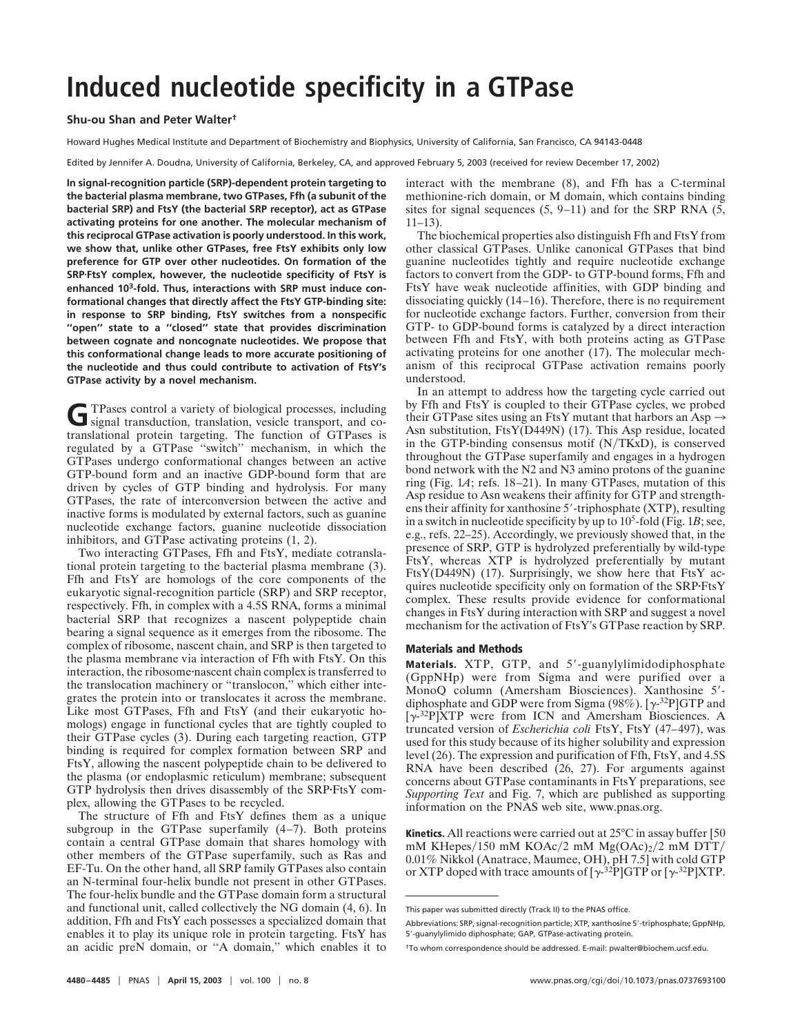# Induced nucleotide specificity in a GTPase

**Shu-ou Shan and Peter Walter†**

Howard Hughes Medical Institute and Department of Biochemistry and Biophysics, University of California, San Francisco, CA 94143-0448

Edited by Jennifer A. Doudna, University of California, Berkeley, CA, and approved February 5, 2003 (received for review December 17, 2002)

**In signal-recognition particle (SRP)-dependent protein targeting to the bacterial plasma membrane, two GTPases, Ffh (a subunit of the bacterial SRP) and FtsY (the bacterial SRP receptor), act as GTPase activating proteins for one another. The molecular mechanism of this reciprocal GTPase activation is poorly understood. In this work, we show that, unlike other GTPases, free FtsY exhibits only low preference for GTP over other nucleotides. On formation of the SRP·FtsY complex, however, the nucleotide specificity of FtsY is enhanced $10^3$-fold. Thus, interactions with SRP must induce conformational changes that directly affect the FtsY GTP-binding site: in response to SRP binding, FtsY switches from a nonspecific "open" state to a "closed" state that provides discrimination between cognate and noncognate nucleotides. We propose that this conformational change leads to more accurate positioning of the nucleotide and thus could contribute to activation of FtsY's GTPase activity by a novel mechanism.**

GTPases control a variety of biological processes, including signal transduction, translation, vesicle transport, and cotranslational protein targeting. The function of GTPases is regulated by a GTPase "switch" mechanism, in which the GTPases undergo conformational changes between an active GTP-bound form and an inactive GDP-bound form that are driven by cycles of GTP binding and hydrolysis. For many GTPases, the rate of interconversion between the active and inactive forms is modulated by external factors, such as guanine nucleotide exchange factors, guanine nucleotide dissociation inhibitors, and GTPase activating proteins (1, 2).

Two interacting GTPases, Ffh and FtsY, mediate cotranslational protein targeting to the bacterial plasma membrane (3). Ffh and FtsY are homologs of the core components of the eukaryotic signal-recognition particle (SRP) and SRP receptor, respectively. Ffh, in complex with a 4.5S RNA, forms a minimal bacterial SRP that recognizes a nascent polypeptide chain bearing a signal sequence as it emerges from the ribosome. The complex of ribosome, nascent chain, and SRP is then targeted to the plasma membrane via interaction of Ffh with FtsY. On this interaction, the ribosome·nascent chain complex is transferred to the translocation machinery or "translocon," which either integrates the protein into or translocates it across the membrane. Like most GTPases, Ffh and FtsY (and their eukaryotic homologs) engage in functional cycles that are tightly coupled to their GTPase cycles (3). During each targeting reaction, GTP binding is required for complex formation between SRP and FtsY, allowing the nascent polypeptide chain to be delivered to the plasma (or endoplasmic reticulum) membrane; subsequent GTP hydrolysis then drives disassembly of the SRP·FtsY complex, allowing the GTPases to be recycled.

The structure of Ffh and FtsY defines them as a unique subgroup in the GTPase superfamily (4–7). Both proteins contain a central GTPase domain that shares homology with other members of the GTPase superfamily, such as Ras and EF-Tu. On the other hand, all SRP family GTPases also contain an N-terminal four-helix bundle not present in other GTPases. The four-helix bundle and the GTPase domain form a structural and functional unit, called collectively the NG domain (4, 6). In addition, Ffh and FtsY each possesses a specialized domain that enables it to play its unique role in protein targeting. FtsY has an acidic preN domain, or "A domain," which enables it to interact with the membrane (8), and Ffh has a C-terminal methionine-rich domain, or M domain, which contains binding sites for signal sequences (5, 9–11) and for the SRP RNA (5, 11–13).

The biochemical properties also distinguish Ffh and FtsY from other classical GTPases. Unlike canonical GTPases that bind guanine nucleotides tightly and require nucleotide exchange factors to convert from the GDP- to GTP-bound forms, Ffh and FtsY have weak nucleotide affinities, with GDP binding and dissociating quickly (14–16). Therefore, there is no requirement for nucleotide exchange factors. Further, conversion from their GTP- to GDP-bound forms is catalyzed by a direct interaction between Ffh and FtsY, with both proteins acting as GTPase activating proteins for one another (17). The molecular mechanism of this reciprocal GTPase activation remains poorly understood.

In an attempt to address how the targeting cycle carried out by Ffh and FtsY is coupled to their GTPase cycles, we probed their GTPase sites using an FtsY mutant that harbors an Asp → Asn substitution, FtsY(D449N) (17). This Asp residue, located in the GTP-binding consensus motif (N/TKxD), is conserved throughout the GTPase superfamily and engages in a hydrogen bond network with the N2 and N3 amino protons of the guanine ring (Fig. 1*A*; refs. 18–21). In many GTPases, mutation of this Asp residue to Asn weakens their affinity for GTP and strengthens their affinity for xanthosine 5′-triphosphate (XTP), resulting in a switch in nucleotide specificity by up to $10^5$-fold (Fig. 1*B*; see, e.g., refs. 22–25). Accordingly, we previously showed that, in the presence of SRP, GTP is hydrolyzed preferentially by wild-type FtsY, whereas XTP is hydrolyzed preferentially by mutant FtsY(D449N) (17). Surprisingly, we show here that FtsY acquires nucleotide specificity only on formation of the SRP·FtsY complex. These results provide evidence for conformational changes in FtsY during interaction with SRP and suggest a novel mechanism for the activation of FtsY's GTPase reaction by SRP.

## Materials and Methods

**Materials.** XTP, GTP, and 5′-guanylylimidodiphosphate (GppNHp) were from Sigma and were purified over a MonoQ column (Amersham Biosciences). Xanthosine 5′-diphosphate and GDP were from Sigma (98%). [$\gamma$-$^{32}$P]GTP and [$\gamma$-$^{32}$P]XTP were from ICN and Amersham Biosciences. A truncated version of *Escherichia coli* FtsY, FtsY (47–497), was used for this study because of its higher solubility and expression level (26). The expression and purification of Ffh, FtsY, and 4.5S RNA have been described (26, 27). For arguments against concerns about GTPase contaminants in FtsY preparations, see *Supporting Text* and Fig. 7, which are published as supporting information on the PNAS web site, www.pnas.org.

**Kinetics.** All reactions were carried out at 25°C in assay buffer [50 mM KHepes/150 mM KOAc/2 mM $Mg(OAc)_2$/2 mM DTT/0.01% Nikkol (Anatrace, Maumee, OH), pH 7.5] with cold GTP or XTP doped with trace amounts of [$\gamma$-$^{32}$P]GTP or [$\gamma$-$^{32}$P]XTP.

This paper was submitted directly (Track II) to the PNAS office.

Abbreviations: SRP, signal-recognition particle; XTP, xanthosine 5′-triphosphate; GppNHp, 5′-guanylylimido diphosphate; GAP, GTPase-activating protein.

†To whom correspondence should be addressed. E-mail: pwalter@biochem.ucsf.edu.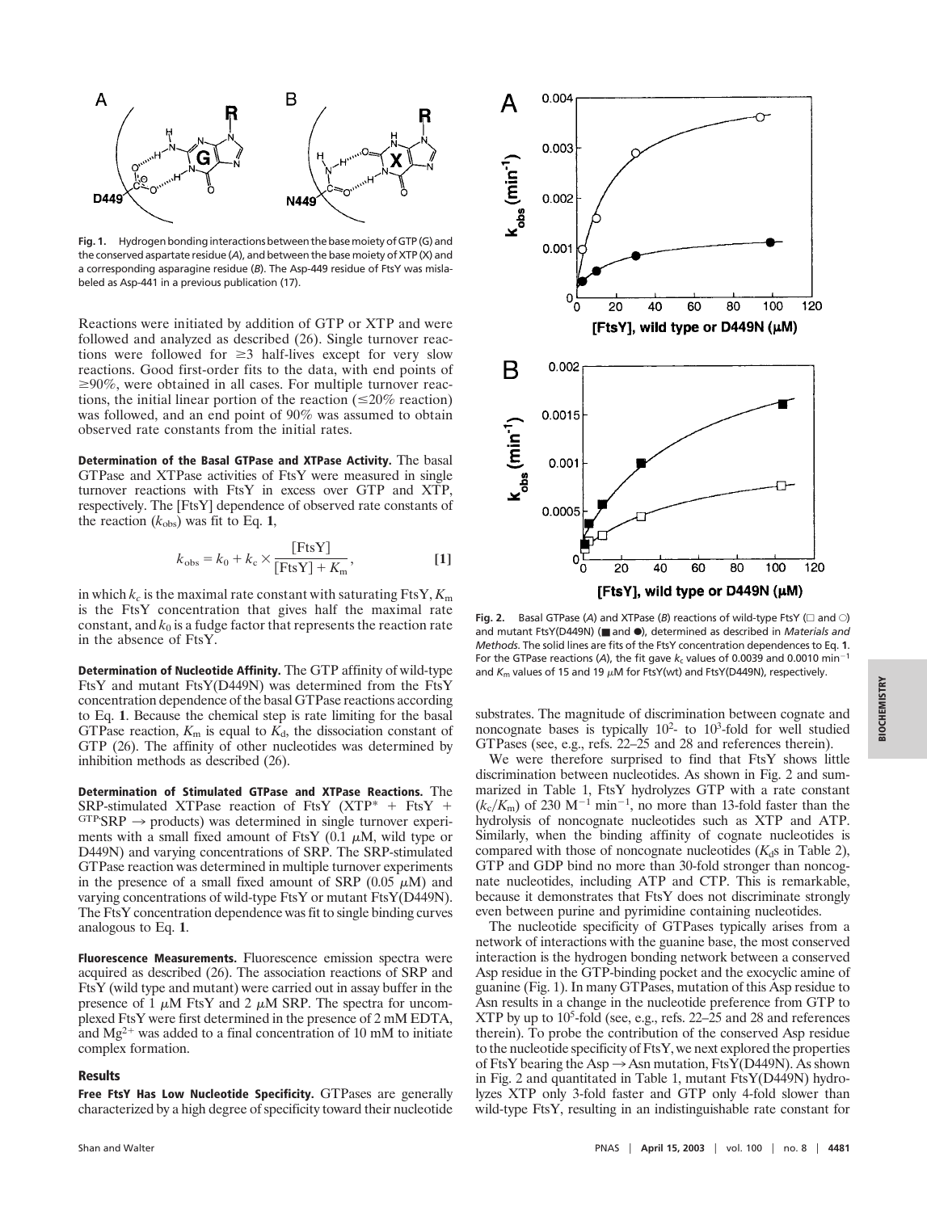**Fig. 1.** Hydrogen bonding interactions between the base moiety of GTP (G) and the conserved aspartate residue (*A*), and between the base moiety of XTP (X) and a corresponding asparagine residue (*B*). The Asp-449 residue of FtsY was mislabeled as Asp-441 in a previous publication (17).

Reactions were initiated by addition of GTP or XTP and were followed and analyzed as described (26). Single turnover reactions were followed for ≥3 half-lives except for very slow reactions. Good first-order fits to the data, with end points of ≥90%, were obtained in all cases. For multiple turnover reactions, the initial linear portion of the reaction (≤20% reaction) was followed, and an end point of 90% was assumed to obtain observed rate constants from the initial rates.

**Determination of the Basal GTPase and XTPase Activity.** The basal GTPase and XTPase activities of FtsY were measured in single turnover reactions with FtsY in excess over GTP and XTP, respectively. The [FtsY] dependence of observed rate constants of the reaction ($k_{obs}$) was fit to Eq. **1**,

$$k_{obs} = k_0 + k_c \times \frac{[\text{FtsY}]}{[\text{FtsY}] + K_m}, \quad [1]$$

in which $k_c$ is the maximal rate constant with saturating FtsY, $K_m$ is the FtsY concentration that gives half the maximal rate constant, and $k_0$ is a fudge factor that represents the reaction rate in the absence of FtsY.

**Determination of Nucleotide Affinity.** The GTP affinity of wild-type FtsY and mutant FtsY(D449N) was determined from the FtsY concentration dependence of the basal GTPase reactions according to Eq. **1**. Because the chemical step is rate limiting for the basal GTPase reaction, $K_m$ is equal to $K_d$, the dissociation constant of GTP (26). The affinity of other nucleotides was determined by inhibition methods as described (26).

**Determination of Stimulated GTPase and XTPase Reactions.** The SRP-stimulated XTPase reaction of FtsY (XTP* + FtsY + $^{\text{GTP}}$SRP → products) was determined in single turnover experiments with a small fixed amount of FtsY (0.1 μM, wild type or D449N) and varying concentrations of SRP. The SRP-stimulated GTPase reaction was determined in multiple turnover experiments in the presence of a small fixed amount of SRP (0.05 μM) and varying concentrations of wild-type FtsY or mutant FtsY(D449N). The FtsY concentration dependence was fit to single binding curves analogous to Eq. **1**.

**Fluorescence Measurements.** Fluorescence emission spectra were acquired as described (26). The association reactions of SRP and FtsY (wild type and mutant) were carried out in assay buffer in the presence of 1 μM FtsY and 2 μM SRP. The spectra for uncomplexed FtsY were first determined in the presence of 2 mM EDTA, and $Mg^{2+}$ was added to a final concentration of 10 mM to initiate complex formation.

## Results

**Free FtsY Has Low Nucleotide Specificity.** GTPases are generally characterized by a high degree of specificity toward their nucleotide substrates. The magnitude of discrimination between cognate and noncognate bases is typically $10^2$- to $10^3$-fold for well studied GTPases (see, e.g., refs. 22–25 and 28 and references therein).

We were therefore surprised to find that FtsY shows little discrimination between nucleotides. As shown in Fig. 2 and summarized in Table 1, FtsY hydrolyzes GTP with a rate constant ($k_c/K_m$) of 230 $M^{-1}$ $min^{-1}$, no more than 13-fold faster than the hydrolysis of noncognate nucleotides such as XTP and ATP. Similarly, when the binding affinity of cognate nucleotides is compared with those of noncognate nucleotides ($K_d$s in Table 2), GTP and GDP bind no more than 30-fold stronger than noncognate nucleotides, including ATP and CTP. This is remarkable, because it demonstrates that FtsY does not discriminate strongly even between purine and pyrimidine containing nucleotides.

The nucleotide specificity of GTPases typically arises from a network of interactions with the guanine base, the most conserved interaction is the hydrogen bonding network between a conserved Asp residue in the GTP-binding pocket and the exocyclic amine of guanine (Fig. 1). In many GTPases, mutation of this Asp residue to Asn results in a change in the nucleotide preference from GTP to XTP by up to $10^5$-fold (see, e.g., refs. 22–25 and 28 and references therein). To probe the contribution of the conserved Asp residue to the nucleotide specificity of FtsY, we next explored the properties of FtsY bearing the Asp → Asn mutation, FtsY(D449N). As shown in Fig. 2 and quantitated in Table 1, mutant FtsY(D449N) hydrolyzes XTP only 3-fold faster and GTP only 4-fold slower than wild-type FtsY, resulting in an indistinguishable rate constant for

**Fig. 2.** Basal GTPase (*A*) and XTPase (*B*) reactions of wild-type FtsY (□ and ○) and mutant FtsY(D449N) (■ and ●), determined as described in *Materials and Methods*. The solid lines are fits of the FtsY concentration dependences to Eq. **1**. For the GTPase reactions (*A*), the fit gave $k_c$ values of 0.0039 and 0.0010 $min^{-1}$ and $K_m$ values of 15 and 19 μM for FtsY(wt) and FtsY(D449N), respectively.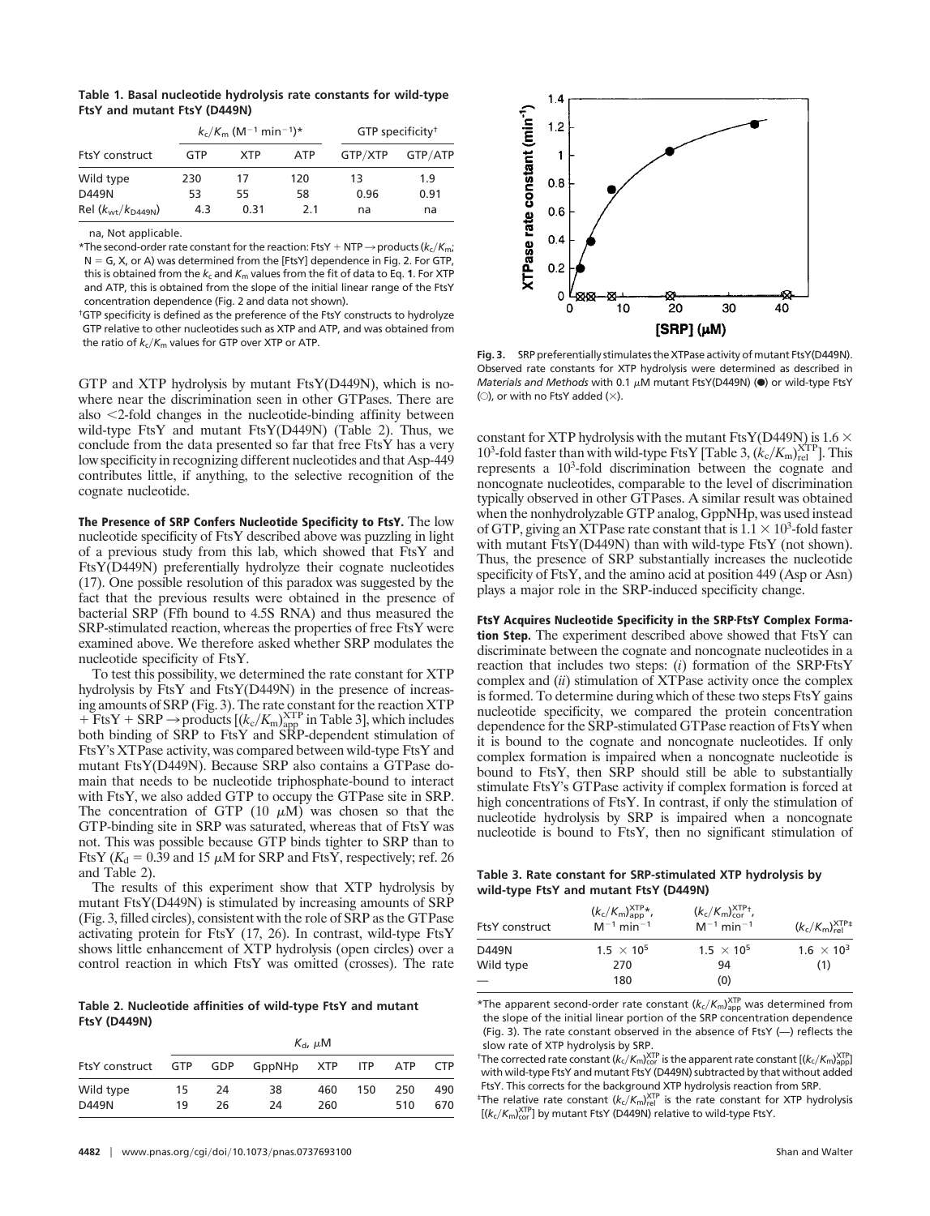**Table 1. Basal nucleotide hydrolysis rate constants for wild-type FtsY and mutant FtsY (D449N)**

| FtsY construct | $k_c/K_m$ ($M^{-1}$ $min^{-1}$)* | | | GTP specificity† | |
|---|---|---|---|---|---|
| | GTP | XTP | ATP | GTP/XTP | GTP/ATP |
| Wild type | 230 | 17 | 120 | 13 | 1.9 |
| D449N | 53 | 55 | 58 | 0.96 | 0.91 |
| Rel ($k_{wt}/k_{D449N}$) | 4.3 | 0.31 | 2.1 | na | na |

na, Not applicable.

*The second-order rate constant for the reaction: FtsY + NTP → products ($k_c/K_m$; N = G, X, or A) was determined from the [FtsY] dependence in Fig. 2. For GTP, this is obtained from the $k_c$ and $K_m$ values from the fit of data to Eq. **1**. For XTP and ATP, this is obtained from the slope of the initial linear range of the FtsY concentration dependence (Fig. 2 and data not shown).

†GTP specificity is defined as the preference of the FtsY constructs to hydrolyze GTP relative to other nucleotides such as XTP and ATP, and was obtained from the ratio of $k_c/K_m$ values for GTP over XTP or ATP.

GTP and XTP hydrolysis by mutant FtsY(D449N), which is nowhere near the discrimination seen in other GTPases. There are also <2-fold changes in the nucleotide-binding affinity between wild-type FtsY and mutant FtsY(D449N) (Table 2). Thus, we conclude from the data presented so far that free FtsY has a very low specificity in recognizing different nucleotides and that Asp-449 contributes little, if anything, to the selective recognition of the cognate nucleotide.

**The Presence of SRP Confers Nucleotide Specificity to FtsY.** The low nucleotide specificity of FtsY described above was puzzling in light of a previous study from this lab, which showed that FtsY and FtsY(D449N) preferentially hydrolyze their cognate nucleotides (17). One possible resolution of this paradox was suggested by the fact that the previous results were obtained in the presence of bacterial SRP (Ffh bound to 4.5S RNA) and thus measured the SRP-stimulated reaction, whereas the properties of free FtsY were examined above. We therefore asked whether SRP modulates the nucleotide specificity of FtsY.

To test this possibility, we determined the rate constant for XTP hydrolysis by FtsY and FtsY(D449N) in the presence of increasing amounts of SRP (Fig. 3). The rate constant for the reaction XTP + FtsY + SRP → products [$(k_c/K_m)^{XTP}_{app}$ in Table 3], which includes both binding of SRP to FtsY and SRP-dependent stimulation of FtsY's XTPase activity, was compared between wild-type FtsY and mutant FtsY(D449N). Because SRP also contains a GTPase domain that needs to be nucleotide triphosphate-bound to interact with FtsY, we also added GTP to occupy the GTPase site in SRP. The concentration of GTP (10 μM) was chosen so that the GTP-binding site in SRP was saturated, whereas that of FtsY was not. This was possible because GTP binds tighter to SRP than to FtsY ($K_d$ = 0.39 and 15 μM for SRP and FtsY, respectively; ref. 26 and Table 2).

The results of this experiment show that XTP hydrolysis by mutant FtsY(D449N) is stimulated by increasing amounts of SRP (Fig. 3, filled circles), consistent with the role of SRP as the GTPase activating protein for FtsY (17, 26). In contrast, wild-type FtsY shows little enhancement of XTP hydrolysis (open circles) over a control reaction in which FtsY was omitted (crosses). The rate

**Table 2. Nucleotide affinities of wild-type FtsY and mutant FtsY (D449N)**

| FtsY construct | $K_d$, μM | | | | | | |
|---|---|---|---|---|---|---|---|
| | GTP | GDP | GppNHp | XTP | ITP | ATP | CTP |
| Wild type | 15 | 24 | 38 | 460 | 150 | 250 | 490 |
| D449N | 19 | 26 | 24 | 260 | | 510 | 670 |

**Fig. 3.** SRP preferentially stimulates the XTPase activity of mutant FtsY(D449N). Observed rate constants for XTP hydrolysis were determined as described in *Materials and Methods* with 0.1 μM mutant FtsY(D449N) (●) or wild-type FtsY (○), or with no FtsY added (×).

constant for XTP hydrolysis with the mutant FtsY(D449N) is 1.6 × $10^3$-fold faster than with wild-type FtsY [Table 3, $(k_c/K_m)^{XTP}_{rel}$]. This represents a $10^3$-fold discrimination between the cognate and noncognate nucleotides, comparable to the level of discrimination typically observed in other GTPases. A similar result was obtained when the nonhydrolyzable GTP analog, GppNHp, was used instead of GTP, giving an XTPase rate constant that is 1.1 × $10^3$-fold faster with mutant FtsY(D449N) than with wild-type FtsY (not shown). Thus, the presence of SRP substantially increases the nucleotide specificity of FtsY, and the amino acid at position 449 (Asp or Asn) plays a major role in the SRP-induced specificity change.

**FtsY Acquires Nucleotide Specificity in the SRP·FtsY Complex Formation Step.** The experiment described above showed that FtsY can discriminate between the cognate and noncognate nucleotides in a reaction that includes two steps: (*i*) formation of the SRP·FtsY complex and (*ii*) stimulation of XTPase activity once the complex is formed. To determine during which of these two steps FtsY gains nucleotide specificity, we compared the protein concentration dependence for the SRP-stimulated GTPase reaction of FtsY when it is bound to the cognate and noncognate nucleotides. If only complex formation is impaired when a noncognate nucleotide is bound to FtsY, then SRP should still be able to substantially stimulate FtsY's GTPase activity if complex formation is forced at high concentrations of FtsY. In contrast, if only the stimulation of nucleotide hydrolysis by SRP is impaired when a noncognate nucleotide is bound to FtsY, then no significant stimulation of

**Table 3. Rate constant for SRP-stimulated XTP hydrolysis by wild-type FtsY and mutant FtsY (D449N)**

| FtsY construct | $(k_c/K_m)^{XTP}_{app}$*, $M^{-1}$ $min^{-1}$ | $(k_c/K_m)^{XTP}_{cor}$†, $M^{-1}$ $min^{-1}$ | $(k_c/K_m)^{XTP}_{rel}$‡ |
|---|---|---|---|
| D449N | 1.5 × $10^5$ | 1.5 × $10^5$ | 1.6 × $10^3$ |
| Wild type | 270 | 94 | (1) |
| — | 180 | (0) | |

*The apparent second-order rate constant $(k_c/K_m)^{XTP}_{app}$ was determined from the slope of the initial linear portion of the SRP concentration dependence (Fig. 3). The rate constant observed in the absence of FtsY (—) reflects the slow rate of XTP hydrolysis by SRP.

†The corrected rate constant $(k_c/K_m)^{XTP}_{cor}$ is the apparent rate constant [$(k_c/K_m)^{XTP}_{app}$] with wild-type FtsY and mutant FtsY (D449N) subtracted by that without added FtsY. This corrects for the background XTP hydrolysis reaction from SRP.

‡The relative rate constant $(k_c/K_m)^{XTP}_{rel}$ is the rate constant for XTP hydrolysis [$(k_c/K_m)^{XTP}_{cor}$] by mutant FtsY (D449N) relative to wild-type FtsY.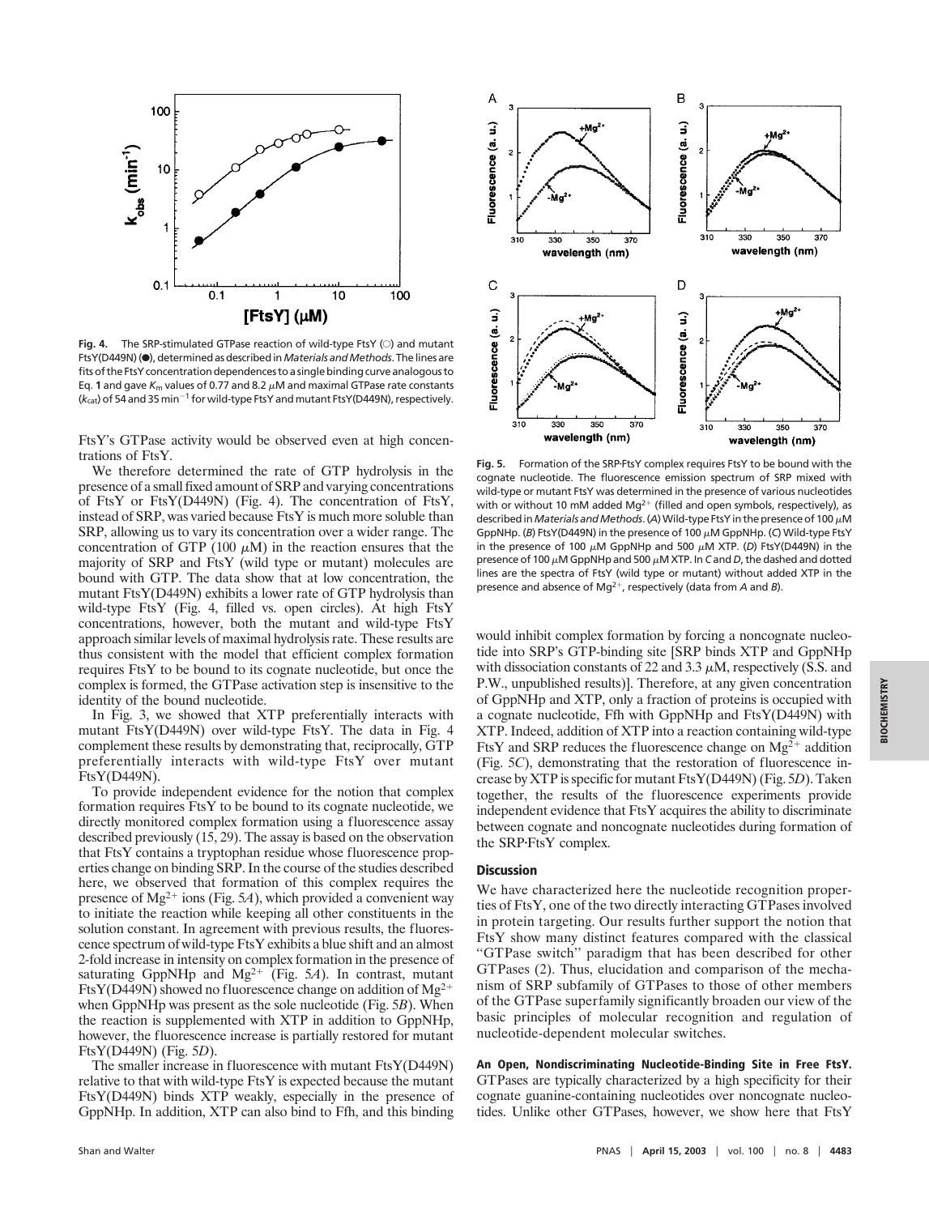**Fig. 4.** The SRP-stimulated GTPase reaction of wild-type FtsY (○) and mutant FtsY(D449N) (●), determined as described in *Materials and Methods*. The lines are fits of the FtsY concentration dependences to a single binding curve analogous to Eq. **1** and gave $K_m$ values of 0.77 and 8.2 μM and maximal GTPase rate constants ($k_{cat}$) of 54 and 35 min$^{-1}$ for wild-type FtsY and mutant FtsY(D449N), respectively.

FtsY's GTPase activity would be observed even at high concentrations of FtsY.

We therefore determined the rate of GTP hydrolysis in the presence of a small fixed amount of SRP and varying concentrations of FtsY or FtsY(D449N) (Fig. 4). The concentration of FtsY, instead of SRP, was varied because FtsY is much more soluble than SRP, allowing us to vary its concentration over a wider range. The concentration of GTP (100 μM) in the reaction ensures that the majority of SRP and FtsY (wild type or mutant) molecules are bound with GTP. The data show that at low concentration, the mutant FtsY(D449N) exhibits a lower rate of GTP hydrolysis than wild-type FtsY (Fig. 4, filled vs. open circles). At high FtsY concentrations, however, both the mutant and wild-type FtsY approach similar levels of maximal hydrolysis rate. These results are thus consistent with the model that efficient complex formation requires FtsY to be bound to its cognate nucleotide, but once the complex is formed, the GTPase activation step is insensitive to the identity of the bound nucleotide.

In Fig. 3, we showed that XTP preferentially interacts with mutant FtsY(D449N) over wild-type FtsY. The data in Fig. 4 complement these results by demonstrating that, reciprocally, GTP preferentially interacts with wild-type FtsY over mutant FtsY(D449N).

To provide independent evidence for the notion that complex formation requires FtsY to be bound to its cognate nucleotide, we directly monitored complex formation using a fluorescence assay described previously (15, 29). The assay is based on the observation that FtsY contains a tryptophan residue whose fluorescence properties change on binding SRP. In the course of the studies described here, we observed that formation of this complex requires the presence of $Mg^{2+}$ ions (Fig. 5*A*), which provided a convenient way to initiate the reaction while keeping all other constituents in the solution constant. In agreement with previous results, the fluorescence spectrum of wild-type FtsY exhibits a blue shift and an almost 2-fold increase in intensity on complex formation in the presence of saturating GppNHp and $Mg^{2+}$ (Fig. 5*A*). In contrast, mutant FtsY(D449N) showed no fluorescence change on addition of $Mg^{2+}$ when GppNHp was present as the sole nucleotide (Fig. 5*B*). When the reaction is supplemented with XTP in addition to GppNHp, however, the fluorescence increase is partially restored for mutant FtsY(D449N) (Fig. 5*D*).

The smaller increase in fluorescence with mutant FtsY(D449N) relative to that with wild-type FtsY is expected because the mutant FtsY(D449N) binds XTP weakly, especially in the presence of GppNHp. In addition, XTP can also bind to Ffh, and this binding would inhibit complex formation by forcing a noncognate nucleotide into SRP's GTP-binding site [SRP binds XTP and GppNHp with dissociation constants of 22 and 3.3 μM, respectively (S.S. and P.W., unpublished results)]. Therefore, at any given concentration of GppNHp and XTP, only a fraction of proteins is occupied with a cognate nucleotide, Ffh with GppNHp and FtsY(D449N) with XTP. Indeed, addition of XTP into a reaction containing wild-type FtsY and SRP reduces the fluorescence change on $Mg^{2+}$ addition (Fig. 5*C*), demonstrating that the restoration of fluorescence increase by XTP is specific for mutant FtsY(D449N) (Fig. 5*D*). Taken together, the results of the fluorescence experiments provide independent evidence that FtsY acquires the ability to discriminate between cognate and noncognate nucleotides during formation of the SRP·FtsY complex.

**Fig. 5.** Formation of the SRP·FtsY complex requires FtsY to be bound with the cognate nucleotide. The fluorescence emission spectrum of SRP mixed with wild-type or mutant FtsY was determined in the presence of various nucleotides with or without 10 mM added $Mg^{2+}$ (filled and open symbols, respectively), as described in *Materials and Methods*. (*A*) Wild-type FtsY in the presence of 100 μM GppNHp. (*B*) FtsY(D449N) in the presence of 100 μM GppNHp. (*C*) Wild-type FtsY in the presence of 100 μM GppNHp and 500 μM XTP. (*D*) FtsY(D449N) in the presence of 100 μM GppNHp and 500 μM XTP. In *C* and *D*, the dashed and dotted lines are the spectra of FtsY (wild type or mutant) without added XTP in the presence and absence of $Mg^{2+}$, respectively (data from *A* and *B*).

## Discussion

We have characterized here the nucleotide recognition properties of FtsY, one of the two directly interacting GTPases involved in protein targeting. Our results further support the notion that FtsY show many distinct features compared with the classical "GTPase switch" paradigm that has been described for other GTPases (2). Thus, elucidation and comparison of the mechanism of SRP subfamily of GTPases to those of other members of the GTPase superfamily significantly broaden our view of the basic principles of molecular recognition and regulation of nucleotide-dependent molecular switches.

**An Open, Nondiscriminating Nucleotide-Binding Site in Free FtsY.** GTPases are typically characterized by a high specificity for their cognate guanine-containing nucleotides over noncognate nucleotides. Unlike other GTPases, however, we show here that FtsY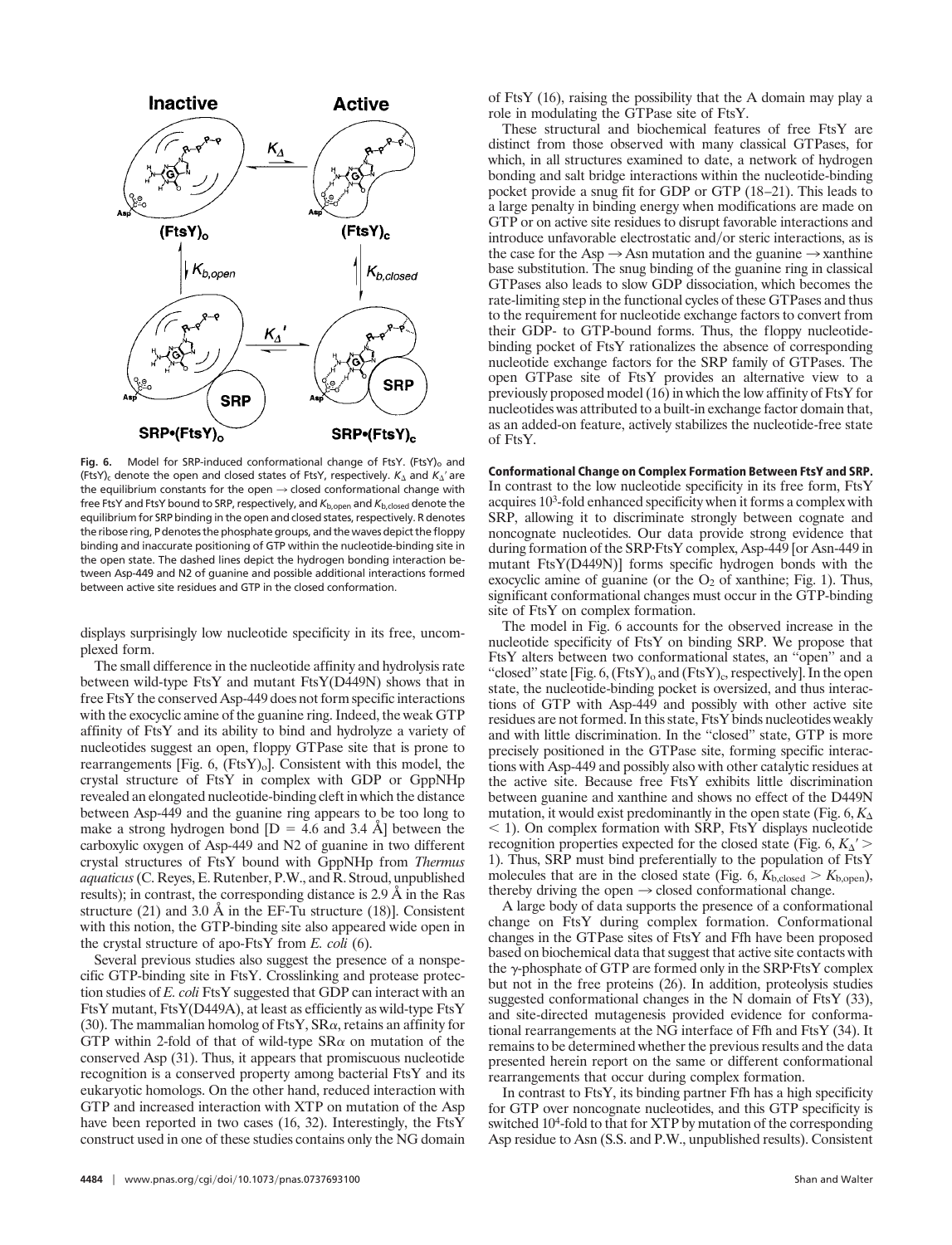**Fig. 6.** Model for SRP-induced conformational change of FtsY. $(FtsY)_o$ and $(FtsY)_c$ denote the open and closed states of FtsY, respectively. $K_\Delta$ and $K_\Delta'$ are the equilibrium constants for the open → closed conformational change with free FtsY and FtsY bound to SRP, respectively, and $K_{b,open}$ and $K_{b,closed}$ denote the equilibrium for SRP binding in the open and closed states, respectively. R denotes the ribose ring, P denotes the phosphate groups, and the waves depict the floppy binding and inaccurate positioning of GTP within the nucleotide-binding site in the open state. The dashed lines depict the hydrogen bonding interaction between Asp-449 and N2 of guanine and possible additional interactions formed between active site residues and GTP in the closed conformation.

displays surprisingly low nucleotide specificity in its free, uncomplexed form.

The small difference in the nucleotide affinity and hydrolysis rate between wild-type FtsY and mutant FtsY(D449N) shows that in free FtsY the conserved Asp-449 does not form specific interactions with the exocyclic amine of the guanine ring. Indeed, the weak GTP affinity of FtsY and its ability to bind and hydrolyze a variety of nucleotides suggest an open, floppy GTPase site that is prone to rearrangements [Fig. 6, $(FtsY)_o$]. Consistent with this model, the crystal structure of FtsY in complex with GDP or GppNHp revealed an elongated nucleotide-binding cleft in which the distance between Asp-449 and the guanine ring appears to be too long to make a strong hydrogen bond [D = 4.6 and 3.4 Å] between the carboxylic oxygen of Asp-449 and N2 of guanine in two different crystal structures of FtsY bound with GppNHp from *Thermus aquaticus* (C. Reyes, E. Rutenber, P.W., and R. Stroud, unpublished results); in contrast, the corresponding distance is 2.9 Å in the Ras structure (21) and 3.0 Å in the EF-Tu structure (18)]. Consistent with this notion, the GTP-binding site also appeared wide open in the crystal structure of apo-FtsY from *E. coli* (6).

Several previous studies also suggest the presence of a nonspecific GTP-binding site in FtsY. Crosslinking and protease protection studies of *E. coli* FtsY suggested that GDP can interact with an FtsY mutant, FtsY(D449A), at least as efficiently as wild-type FtsY (30). The mammalian homolog of FtsY, SR$\alpha$, retains an affinity for GTP within 2-fold of that of wild-type SR$\alpha$ on mutation of the conserved Asp (31). Thus, it appears that promiscuous nucleotide recognition is a conserved property among bacterial FtsY and its eukaryotic homologs. On the other hand, reduced interaction with GTP and increased interaction with XTP on mutation of the Asp have been reported in two cases (16, 32). Interestingly, the FtsY construct used in one of these studies contains only the NG domain of FtsY (16), raising the possibility that the A domain may play a role in modulating the GTPase site of FtsY.

These structural and biochemical features of free FtsY are distinct from those observed with many classical GTPases, for which, in all structures examined to date, a network of hydrogen bonding and salt bridge interactions within the nucleotide-binding pocket provide a snug fit for GDP or GTP (18–21). This leads to a large penalty in binding energy when modifications are made on GTP or on active site residues to disrupt favorable interactions and introduce unfavorable electrostatic and/or steric interactions, as is the case for the Asp → Asn mutation and the guanine → xanthine base substitution. The snug binding of the guanine ring in classical GTPases also leads to slow GDP dissociation, which becomes the rate-limiting step in the functional cycles of these GTPases and thus to the requirement for nucleotide exchange factors to convert from their GDP- to GTP-bound forms. Thus, the floppy nucleotide-binding pocket of FtsY rationalizes the absence of corresponding nucleotide exchange factors for the SRP family of GTPases. The open GTPase site of FtsY provides an alternative view to a previously proposed model (16) in which the low affinity of FtsY for nucleotides was attributed to a built-in exchange factor domain that, as an added-on feature, actively stabilizes the nucleotide-free state of FtsY.

**Conformational Change on Complex Formation Between FtsY and SRP.** In contrast to the low nucleotide specificity in its free form, FtsY acquires $10^3$-fold enhanced specificity when it forms a complex with SRP, allowing it to discriminate strongly between cognate and noncognate nucleotides. Our data provide strong evidence that during formation of the SRP·FtsY complex, Asp-449 [or Asn-449 in mutant FtsY(D449N)] forms specific hydrogen bonds with the exocyclic amine of guanine (or the $O_2$ of xanthine; Fig. 1). Thus, significant conformational changes must occur in the GTP-binding site of FtsY on complex formation.

The model in Fig. 6 accounts for the observed increase in the nucleotide specificity of FtsY on binding SRP. We propose that FtsY alters between two conformational states, an "open" and a "closed" state [Fig. 6, $(FtsY)_o$ and $(FtsY)_c$, respectively]. In the open state, the nucleotide-binding pocket is oversized, and thus interactions of GTP with Asp-449 and possibly with other active site residues are not formed. In this state, FtsY binds nucleotides weakly and with little discrimination. In the "closed" state, GTP is more precisely positioned in the GTPase site, forming specific interactions with Asp-449 and possibly also with other catalytic residues at the active site. Because free FtsY exhibits little discrimination between guanine and xanthine and shows no effect of the D449N mutation, it would exist predominantly in the open state (Fig. 6, $K_\Delta < 1$). On complex formation with SRP, FtsY displays nucleotide recognition properties expected for the closed state (Fig. 6, $K_\Delta' > 1$). Thus, SRP must bind preferentially to the population of FtsY molecules that are in the closed state (Fig. 6, $K_{b,closed} > K_{b,open}$), thereby driving the open → closed conformational change.

A large body of data supports the presence of a conformational change on FtsY during complex formation. Conformational changes in the GTPase sites of FtsY and Ffh have been proposed based on biochemical data that suggest that active site contacts with the $\gamma$-phosphate of GTP are formed only in the SRP·FtsY complex but not in the free proteins (26). In addition, proteolysis studies suggested conformational changes in the N domain of FtsY (33), and site-directed mutagenesis provided evidence for conformational rearrangements at the NG interface of Ffh and FtsY (34). It remains to be determined whether the previous results and the data presented herein report on the same or different conformational rearrangements that occur during complex formation.

In contrast to FtsY, its binding partner Ffh has a high specificity for GTP over noncognate nucleotides, and this GTP specificity is switched $10^4$-fold to that for XTP by mutation of the corresponding Asp residue to Asn (S.S. and P.W., unpublished results). Consistent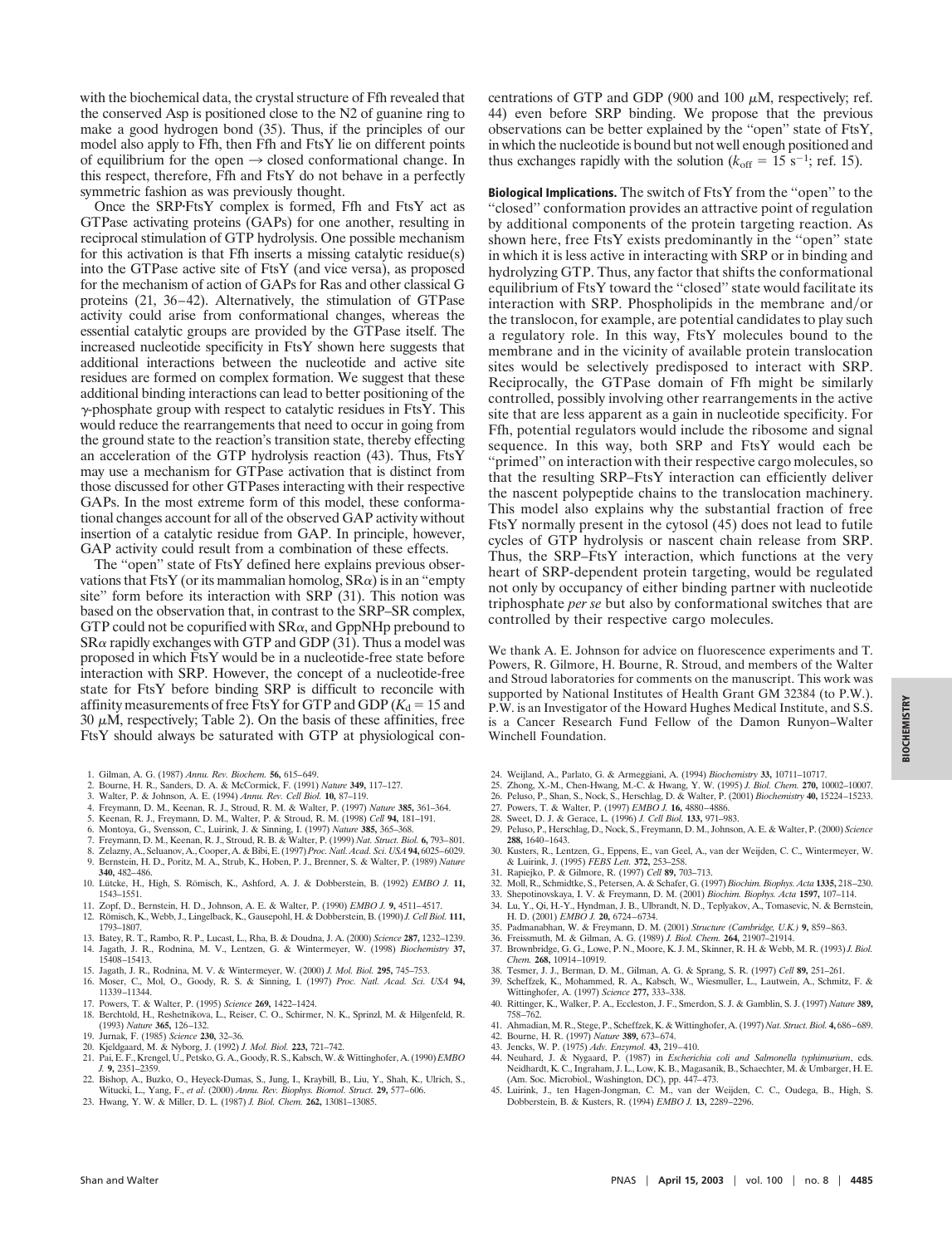with the biochemical data, the crystal structure of Ffh revealed that the conserved Asp is positioned close to the N2 of guanine ring to make a good hydrogen bond (35). Thus, if the principles of our model also apply to Ffh, then Ffh and FtsY lie on different points of equilibrium for the open → closed conformational change. In this respect, therefore, Ffh and FtsY do not behave in a perfectly symmetric fashion as was previously thought.

Once the SRP·FtsY complex is formed, Ffh and FtsY act as GTPase activating proteins (GAPs) for one another, resulting in reciprocal stimulation of GTP hydrolysis. One possible mechanism for this activation is that Ffh inserts a missing catalytic residue(s) into the GTPase active site of FtsY (and vice versa), as proposed for the mechanism of action of GAPs for Ras and other classical G proteins (21, 36–42). Alternatively, the stimulation of GTPase activity could arise from conformational changes, whereas the essential catalytic groups are provided by the GTPase itself. The increased nucleotide specificity in FtsY shown here suggests that additional interactions between the nucleotide and active site residues are formed on complex formation. We suggest that these additional binding interactions can lead to better positioning of the $\gamma$-phosphate group with respect to catalytic residues in FtsY. This would reduce the rearrangements that need to occur in going from the ground state to the reaction's transition state, thereby effecting an acceleration of the GTP hydrolysis reaction (43). Thus, FtsY may use a mechanism for GTPase activation that is distinct from those discussed for other GTPases interacting with their respective GAPs. In the most extreme form of this model, these conformational changes account for all of the observed GAP activity without insertion of a catalytic residue from GAP. In principle, however, GAP activity could result from a combination of these effects.

The "open" state of FtsY defined here explains previous observations that FtsY (or its mammalian homolog, SR$\alpha$) is in an "empty site" form before its interaction with SRP (31). This notion was based on the observation that, in contrast to the SRP–SR complex, GTP could not be copurified with SR$\alpha$, and GppNHp prebound to SR$\alpha$ rapidly exchanges with GTP and GDP (31). Thus a model was proposed in which FtsY would be in a nucleotide-free state before interaction with SRP. However, the concept of a nucleotide-free state for FtsY before binding SRP is difficult to reconcile with affinity measurements of free FtsY for GTP and GDP ($K_d$ = 15 and 30 $\mu$M, respectively; Table 2). On the basis of these affinities, free FtsY should always be saturated with GTP at physiological concentrations of GTP and GDP (900 and 100 $\mu$M, respectively; ref. 44) even before SRP binding. We propose that the previous observations can be better explained by the "open" state of FtsY, in which the nucleotide is bound but not well enough positioned and thus exchanges rapidly with the solution ($k_{off}$ = 15 $s^{-1}$; ref. 15).

**Biological Implications.** The switch of FtsY from the "open" to the "closed" conformation provides an attractive point of regulation by additional components of the protein targeting reaction. As shown here, free FtsY exists predominantly in the "open" state in which it is less active in interacting with SRP or in binding and hydrolyzing GTP. Thus, any factor that shifts the conformational equilibrium of FtsY toward the "closed" state would facilitate its interaction with SRP. Phospholipids in the membrane and/or the translocon, for example, are potential candidates to play such a regulatory role. In this way, FtsY molecules bound to the membrane and in the vicinity of available protein translocation sites would be selectively predisposed to interact with SRP. Reciprocally, the GTPase domain of Ffh might be similarly controlled, possibly involving other rearrangements in the active site that are less apparent as a gain in nucleotide specificity. For Ffh, potential regulators would include the ribosome and signal sequence. In this way, both SRP and FtsY would each be "primed" on interaction with their respective cargo molecules, so that the resulting SRP–FtsY interaction can efficiently deliver the nascent polypeptide chains to the translocation machinery. This model also explains why the substantial fraction of free FtsY normally present in the cytosol (45) does not lead to futile cycles of GTP hydrolysis or nascent chain release from SRP. Thus, the SRP–FtsY interaction, which functions at the very heart of SRP-dependent protein targeting, would be regulated not only by occupancy of either binding partner with nucleotide triphosphate *per se* but also by conformational switches that are controlled by their respective cargo molecules.

We thank A. E. Johnson for advice on fluorescence experiments and T. Powers, R. Gilmore, H. Bourne, R. Stroud, and members of the Walter and Stroud laboratories for comments on the manuscript. This work was supported by National Institutes of Health Grant GM 32384 (to P.W.). P.W. is an Investigator of the Howard Hughes Medical Institute, and S.S. is a Cancer Research Fund Fellow of the Damon Runyon–Walter Winchell Foundation.

1. Gilman, A. G. (1987) *Annu. Rev. Biochem.* **56,** 615–649.
2. Bourne, H. R., Sanders, D. A. & McCormick, F. (1991) *Nature* **349,** 117–127.
3. Walter, P. & Johnson, A. E. (1994) *Annu. Rev. Cell Biol.* **10,** 87–119.
4. Freymann, D. M., Keenan, R. J., Stroud, R. M. & Walter, P. (1997) *Nature* **385,** 361–364.
5. Keenan, R. J., Freymann, D. M., Walter, P. & Stroud, R. M. (1998) *Cell* **94,** 181–191.
6. Montoya, G., Svensson, C., Luirink, J. & Sinning, I. (1997) *Nature* **385,** 365–368.
7. Freymann, D. M., Keenan, R. J., Stroud, R. M. & Walter, P. (1999) *Nat. Struct. Biol.* **6,** 793–801.
8. Zelazny, A., Seluanov, A., Cooper, A. & Bibi, E. (1997) *Proc. Natl. Acad. Sci. USA* **94,** 6025–6029.
9. Bernstein, H. D., Poritz, M. A., Strub, K., Hoben, P. J., Brenner, S. & Walter, P. (1989) *Nature* **340,** 482–486.
10. Lütcke, H., High, S. Römisch, K., Ashford, A. J. & Dobberstein, B. (1992) *EMBO J.* **11,** 1543–1551.
11. Zopf, D., Bernstein, H. D., Johnson, A. E. & Walter, P. (1990) *EMBO J.* **9,** 4511–4517.
12. Römisch, K., Webb, J., Lingelback, K., Gausepohl, H. & Dobberstein, B. (1990) *J. Cell Biol.* **111,** 1793–1807.
13. Batey, R. T., Rambo, R. P., Lucast, L., Rha, B. & Doudna, J. A. (2000) *Science* **287,** 1232–1239.
14. Jagath, J. R., Rodnina, M. V., Lentzen, G. & Wintermeyer, W. (1998) *Biochemistry* **37,** 15408–15413.
15. Jagath, J. R., Rodnina, M. V. & Wintermeyer, W. (2000) *J. Mol. Biol.* **295,** 745–753.
16. Moser, C., Mol, O., Goody, R. S. & Sinning, I. (1997) *Proc. Natl. Acad. Sci. USA* **94,** 11339–11344.
17. Powers, T. & Walter, P. (1995) *Science* **269,** 1422–1424.
18. Berchtold, H., Reshetnikova, L., Reiser, C. O., Schirmer, N. K., Sprinzl, M. & Hilgenfeld, R. (1993) *Nature* **365,** 126–132.
19. Jurnak, F. (1985) *Science* **230,** 32–36.
20. Kjeldgaard, M. & Nyborg, J. (1992) *J. Mol. Biol.* **223,** 721–742.
21. Pai, E. F., Krengel, U., Petsko, G. A., Goody, R. S., Kabsch, W. & Wittinghofer, A. (1990) *EMBO J.* **9,** 2351–2359.
22. Bishop, A., Buzko, O., Heyeck-Dumas, S., Jung, I., Kraybill, B., Liu, Y., Shah, K., Ulrich, S., Witucki, L., Yang, F., *et al.* (2000) *Annu. Rev. Biophys. Biomol. Struct.* **29,** 577–606.
23. Hwang, Y. W. & Miller, D. L. (1987) *J. Biol. Chem.* **262,** 13081–13085.
24. Weijland, A., Parlato, G. & Armeggiani, A. (1994) *Biochemistry* **33,** 10711–10717.
25. Zhong, X.-M., Chen-Hwang, M.-C. & Hwang, Y. W. (1995) *J. Biol. Chem.* **270,** 10002–10007.
26. Peluso, P., Shan, S., Nock, S., Herschlag, D. & Walter, P. (2001) *Biochemistry* **40,** 15224–15233.
27. Powers, T. & Walter, P. (1997) *EMBO J.* **16,** 4880–4886.
28. Sweet, D. J. & Gerace, L. (1996) *J. Cell Biol.* **133,** 971–983.
29. Peluso, P., Herschlag, D., Nock, S., Freymann, D. M., Johnson, A. E. & Walter, P. (2000) *Science* **288,** 1640–1643.
30. Kusters, R., Lentzen, G., Eppens, E., van Geel, A., van der Weijden, C. C., Wintermeyer, W. & Luirink, J. (1995) *FEBS Lett.* **372,** 253–258.
31. Rapiejko, P. & Gilmore, R. (1997) *Cell* **89,** 703–713.
32. Moll, R., Schmidtke, S., Petersen, A. & Schafer, G. (1997) *Biochim. Biophys. Acta* **1335,** 218–230.
33. Shepotinovskaya, I. V. & Freymann, D. M. (2001) *Biochim. Biophys. Acta* **1597,** 107–114.
34. Lu, Y., Qi, H.-Y., Hyndman, J. B., Ulbrandt, N. D., Teplyakov, A., Tomasevic, N. & Bernstein, H. D. (2001) *EMBO J.* **20,** 6724–6734.
35. Padmanabhan, W. & Freymann, D. M. (2001) *Structure (Cambridge, U.K.)* **9,** 859–863.
36. Freissmuth, M. & Gilman, A. G. (1989) *J. Biol. Chem.* **264,** 21907–21914.
37. Brownbridge, G. G., Lowe, P. N., Moore, K. J. M., Skinner, R. H. & Webb, M. R. (1993) *J. Biol. Chem.* **268,** 10914–10919.
38. Tesmer, J. J., Berman, D. M., Gilman, A. G. & Sprang, S. R. (1997) *Cell* **89,** 251–261.
39. Scheffzek, K., Mohammed, R. A., Kabsch, W., Wiesmuller, L., Lautwein, A., Schmitz, F. & Wittinghofer, A. (1997) *Science* **277,** 333–338.
40. Rittinger, K., Walker, P. A., Eccleston, J. F., Smerdon, S. J. & Gamblin, S. J. (1997) *Nature* **389,** 758–762.
41. Ahmadian, M. R., Stege, P., Scheffzek, K. & Wittinghofer, A. (1997) *Nat. Struct. Biol.* **4,** 686–689.
42. Bourne, H. R. (1997) *Nature* **389,** 673–674.
43. Jencks, W. P. (1975) *Adv. Enzymol.* **43,** 219–410.
44. Neuhard, J. & Nygaard, P. (1987) in *Escherichia coli and Salmonella typhimurium*, eds. Neidhardt, K. C., Ingraham, J. L., Low, K. B., Magasanik, B., Schaechter, M. & Umbarger, H. E. (Am. Soc. Microbiol., Washington, DC), pp. 447–473.
45. Luirink, J., ten Hagen-Jongman, C. M., van der Weijden, C. C., Oudega, B., High, S. Dobberstein, B. & Kusters, R. (1994) *EMBO J.* **13,** 2289–2296.